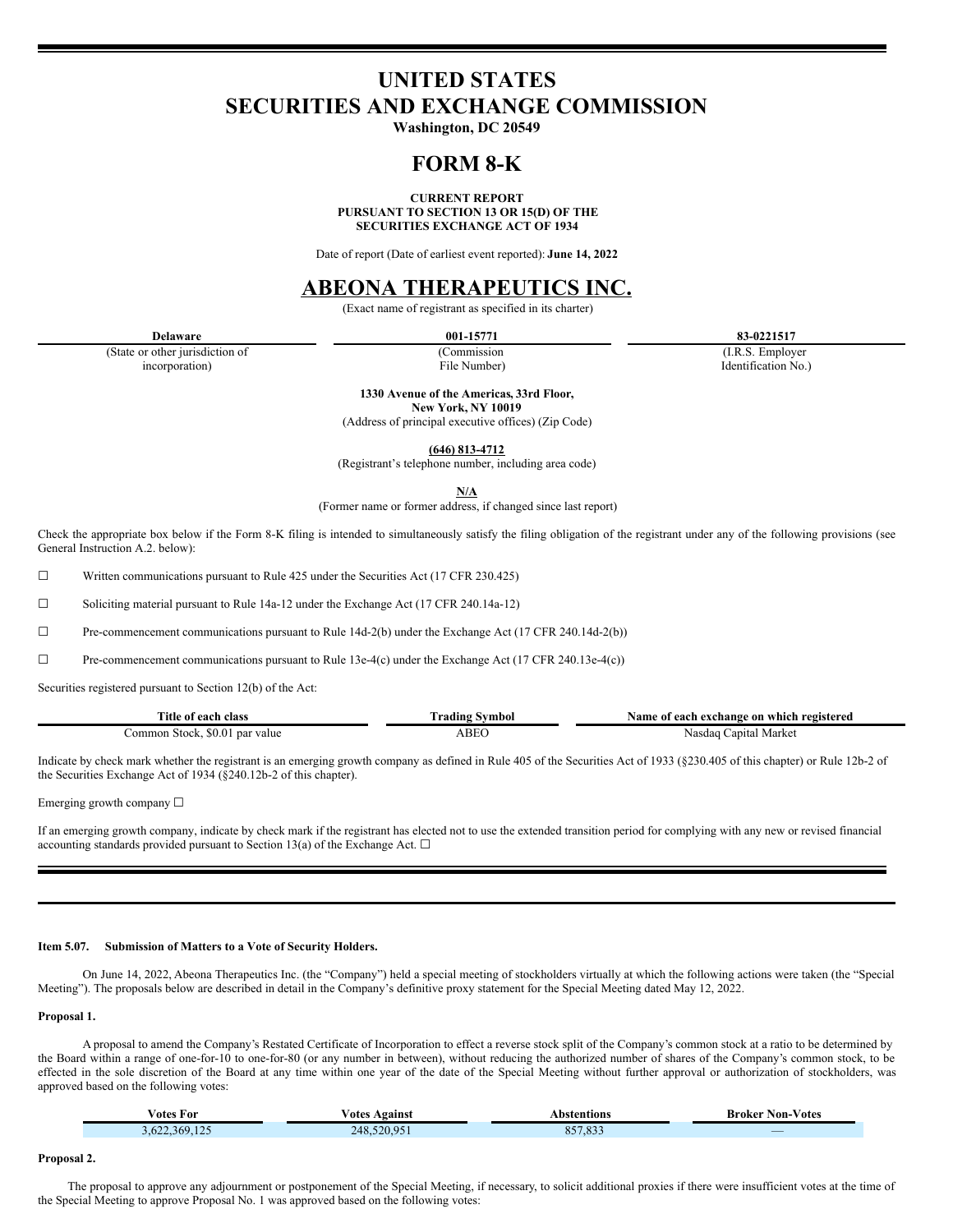# UNITED STATES
# SECURITIES AND EXCHANGE COMMISSION

**Washington, DC 20549**

# FORM 8-K

**CURRENT REPORT**
**PURSUANT TO SECTION 13 OR 15(D) OF THE**
**SECURITIES EXCHANGE ACT OF 1934**

Date of report (Date of earliest event reported): **June 14, 2022**

# ABEONA THERAPEUTICS INC.

(Exact name of registrant as specified in its charter)

| **Delaware** | **001-15771** | **83-0221517** |
|---|---|---|
| (State or other jurisdiction of incorporation) | (Commission File Number) | (I.R.S. Employer Identification No.) |

**1330 Avenue of the Americas, 33rd Floor,**
**New York, NY 10019**
(Address of principal executive offices) (Zip Code)

**(646) 813-4712**
(Registrant's telephone number, including area code)

**N/A**
(Former name or former address, if changed since last report)

Check the appropriate box below if the Form 8-K filing is intended to simultaneously satisfy the filing obligation of the registrant under any of the following provisions (see General Instruction A.2. below):

☐ Written communications pursuant to Rule 425 under the Securities Act (17 CFR 230.425)

☐ Soliciting material pursuant to Rule 14a-12 under the Exchange Act (17 CFR 240.14a-12)

☐ Pre-commencement communications pursuant to Rule 14d-2(b) under the Exchange Act (17 CFR 240.14d-2(b))

☐ Pre-commencement communications pursuant to Rule 13e-4(c) under the Exchange Act (17 CFR 240.13e-4(c))

Securities registered pursuant to Section 12(b) of the Act:

| Title of each class | Trading Symbol | Name of each exchange on which registered |
|---|---|---|
| Common Stock, $0.01 par value | ABEO | Nasdaq Capital Market |

Indicate by check mark whether the registrant is an emerging growth company as defined in Rule 405 of the Securities Act of 1933 (§230.405 of this chapter) or Rule 12b-2 of the Securities Exchange Act of 1934 (§240.12b-2 of this chapter).

Emerging growth company ☐

If an emerging growth company, indicate by check mark if the registrant has elected not to use the extended transition period for complying with any new or revised financial accounting standards provided pursuant to Section 13(a) of the Exchange Act. ☐

**Item 5.07. Submission of Matters to a Vote of Security Holders.**

On June 14, 2022, Abeona Therapeutics Inc. (the "Company") held a special meeting of stockholders virtually at which the following actions were taken (the "Special Meeting"). The proposals below are described in detail in the Company's definitive proxy statement for the Special Meeting dated May 12, 2022.

**Proposal 1.**

A proposal to amend the Company's Restated Certificate of Incorporation to effect a reverse stock split of the Company's common stock at a ratio to be determined by the Board within a range of one-for-10 to one-for-80 (or any number in between), without reducing the authorized number of shares of the Company's common stock, to be effected in the sole discretion of the Board at any time within one year of the date of the Special Meeting without further approval or authorization of stockholders, was approved based on the following votes:

| Votes For | Votes Against | Abstentions | Broker Non-Votes |
|---|---|---|---|
| 3,622,369,125 | 248,520,951 | 857,833 | — |

**Proposal 2.**

The proposal to approve any adjournment or postponement of the Special Meeting, if necessary, to solicit additional proxies if there were insufficient votes at the time of the Special Meeting to approve Proposal No. 1 was approved based on the following votes: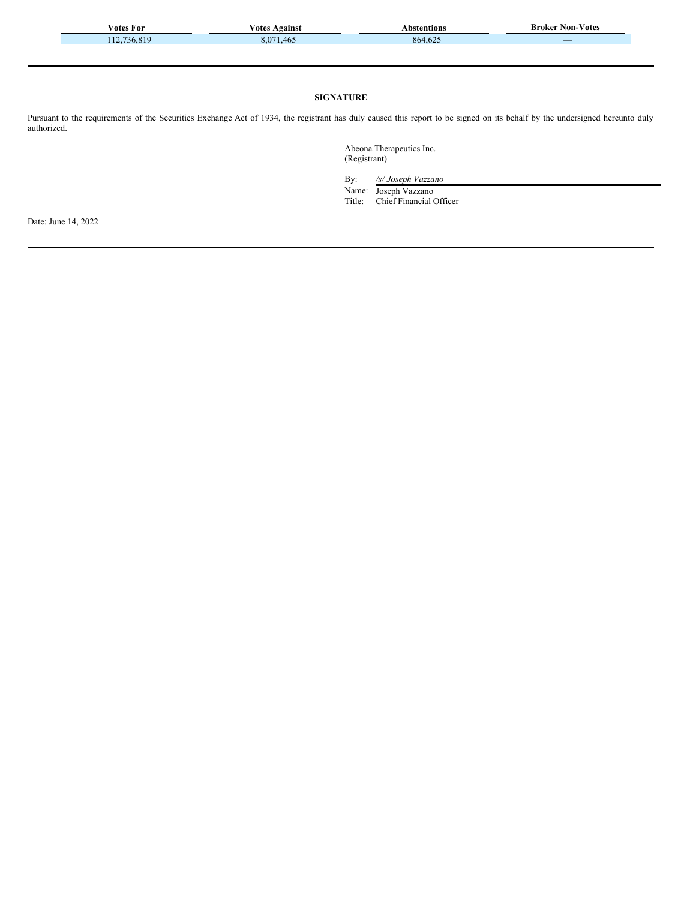| Votes For | Votes Against | Abstentions | Broker Non-Votes |
| --- | --- | --- | --- |
| 112,736,819 | 8,071,465 | 864,625 | — |

**SIGNATURE**

Pursuant to the requirements of the Securities Exchange Act of 1934, the registrant has duly caused this report to be signed on its behalf by the undersigned hereunto duly authorized.

Abeona Therapeutics Inc.
(Registrant)

By: */s/ Joseph Vazzano*
Name: Joseph Vazzano
Title: Chief Financial Officer

Date: June 14, 2022